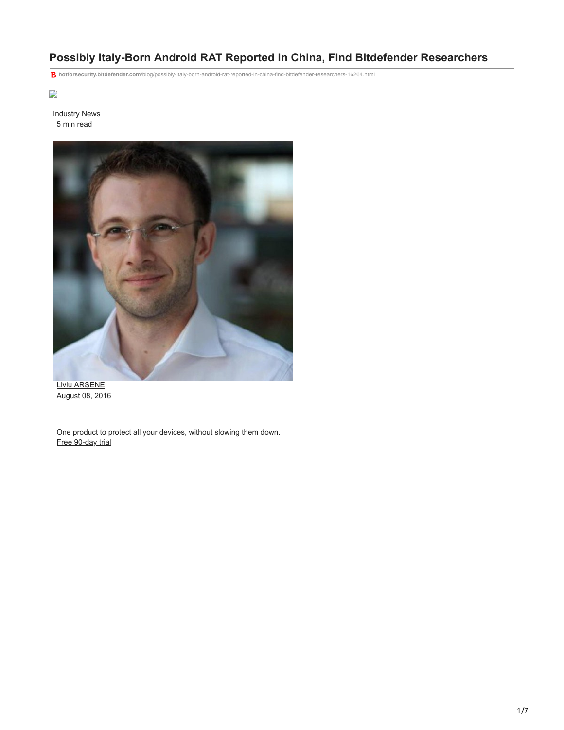# Possibly Italy-Born Android RAT Reported in China, Find Bitdefender Researchers

hotforsecurity.bitdefender.com/blog/possibly-italy-born-android-rat-reported-in-china-find-bitdefender-researchers-16264.html

Industry News
5 min read

Liviu ARSENE
August 08, 2016

One product to protect all your devices, without slowing them down.
Free 90-day trial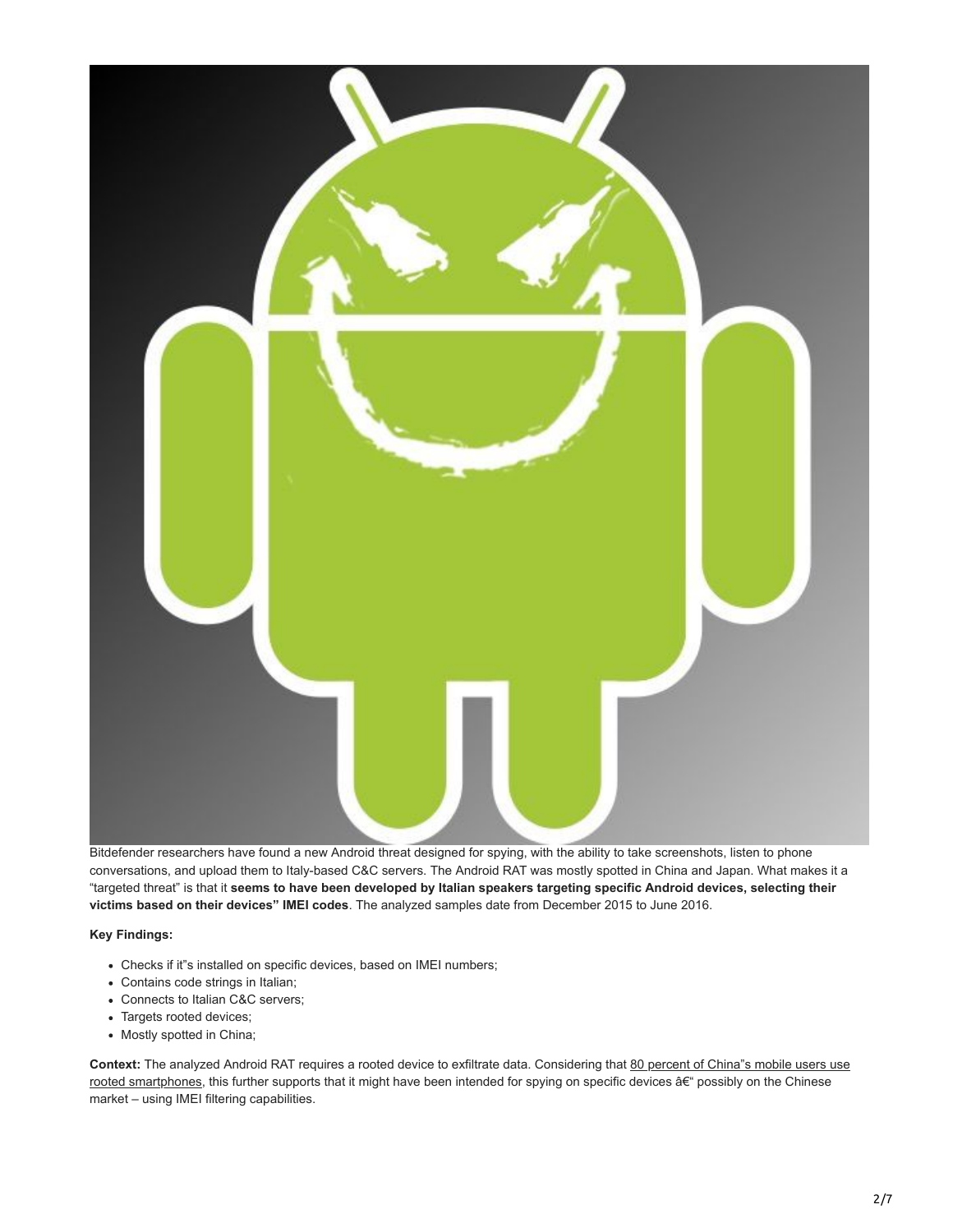Bitdefender researchers have found a new Android threat designed for spying, with the ability to take screenshots, listen to phone conversations, and upload them to Italy-based C&C servers. The Android RAT was mostly spotted in China and Japan. What makes it a "targeted threat" is that it **seems to have been developed by Italian speakers targeting specific Android devices, selecting their victims based on their devices" IMEI codes**. The analyzed samples date from December 2015 to June 2016.

**Key Findings:**

- Checks if it"s installed on specific devices, based on IMEI numbers;
- Contains code strings in Italian;
- Connects to Italian C&C servers;
- Targets rooted devices;
- Mostly spotted in China;

**Context:** The analyzed Android RAT requires a rooted device to exfiltrate data. Considering that 80 percent of China"s mobile users use rooted smartphones, this further supports that it might have been intended for spying on specific devices â€" possibly on the Chinese market – using IMEI filtering capabilities.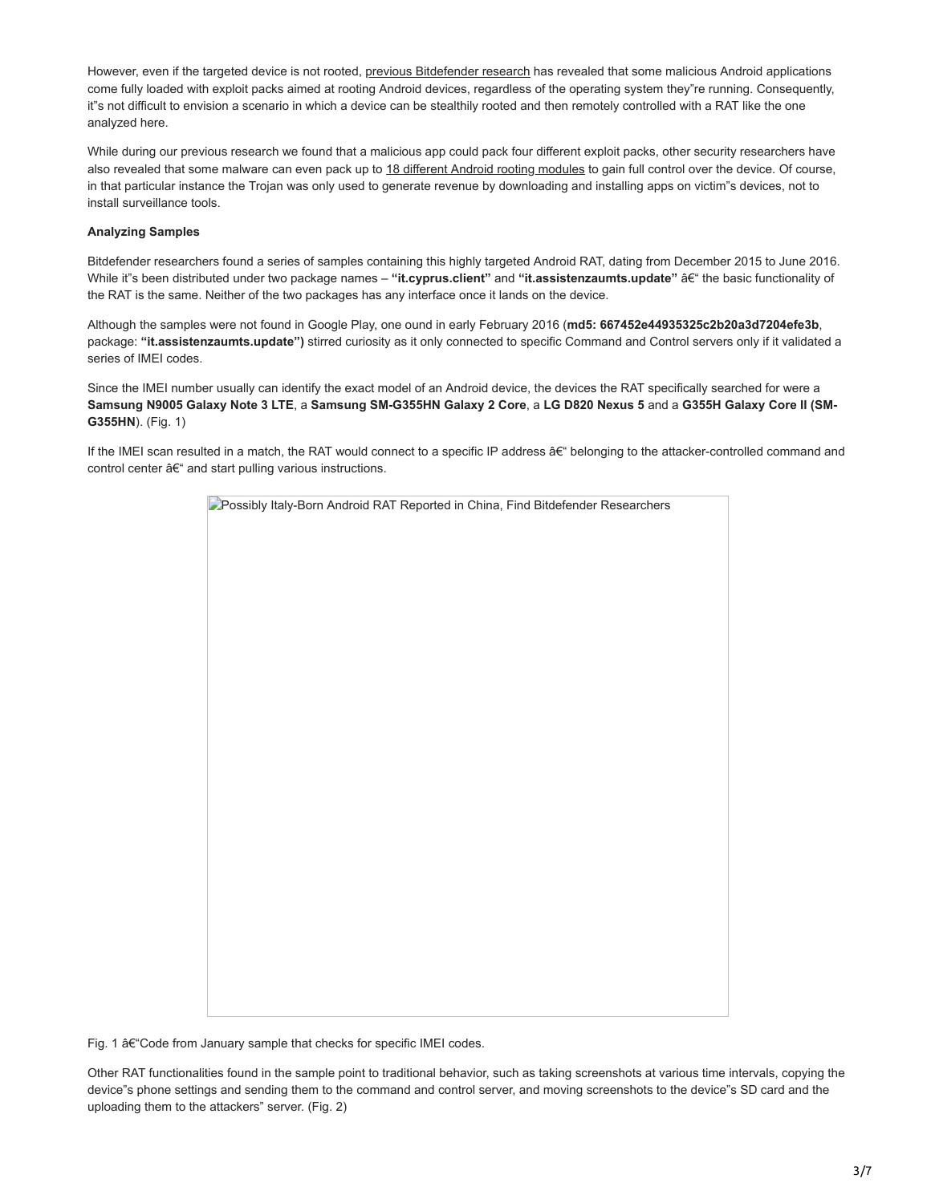However, even if the targeted device is not rooted, previous Bitdefender research has revealed that some malicious Android applications come fully loaded with exploit packs aimed at rooting Android devices, regardless of the operating system they"re running. Consequently, it"s not difficult to envision a scenario in which a device can be stealthily rooted and then remotely controlled with a RAT like the one analyzed here.

While during our previous research we found that a malicious app could pack four different exploit packs, other security researchers have also revealed that some malware can even pack up to 18 different Android rooting modules to gain full control over the device. Of course, in that particular instance the Trojan was only used to generate revenue by downloading and installing apps on victim"s devices, not to install surveillance tools.

**Analyzing Samples**

Bitdefender researchers found a series of samples containing this highly targeted Android RAT, dating from December 2015 to June 2016. While it"s been distributed under two package names – **"it.cyprus.client"** and **"it.assistenzaumts.update"** â€" the basic functionality of the RAT is the same. Neither of the two packages has any interface once it lands on the device.

Although the samples were not found in Google Play, one ound in early February 2016 (**md5: 667452e44935325c2b20a3d7204efe3b**, package: **"it.assistenzaumts.update")** stirred curiosity as it only connected to specific Command and Control servers only if it validated a series of IMEI codes.

Since the IMEI number usually can identify the exact model of an Android device, the devices the RAT specifically searched for were a **Samsung N9005 Galaxy Note 3 LTE**, a **Samsung SM-G355HN Galaxy 2 Core**, a **LG D820 Nexus 5** and a **G355H Galaxy Core II (SM-G355HN**). (Fig. 1)

If the IMEI scan resulted in a match, the RAT would connect to a specific IP address â€" belonging to the attacker-controlled command and control center â€" and start pulling various instructions.

Fig. 1 â€"Code from January sample that checks for specific IMEI codes.

Other RAT functionalities found in the sample point to traditional behavior, such as taking screenshots at various time intervals, copying the device"s phone settings and sending them to the command and control server, and moving screenshots to the device"s SD card and the uploading them to the attackers" server. (Fig. 2)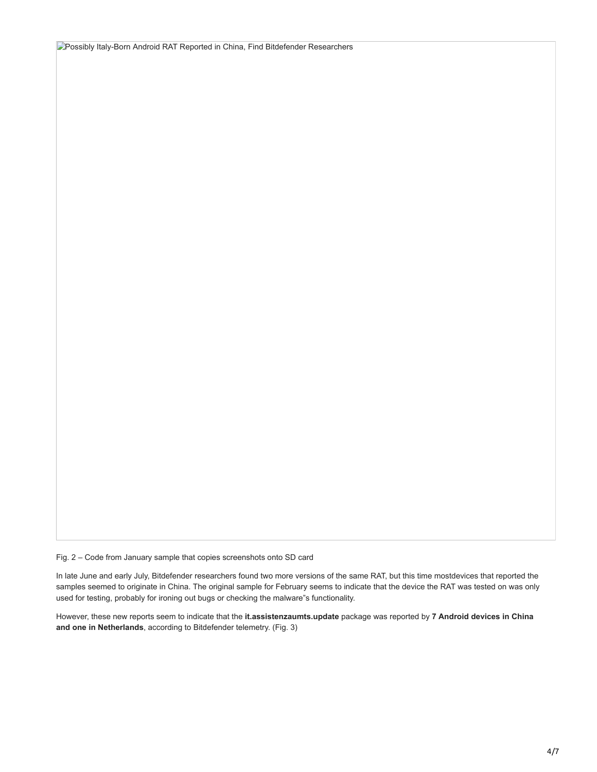Possibly Italy-Born Android RAT Reported in China, Find Bitdefender Researchers

Fig. 2 – Code from January sample that copies screenshots onto SD card

In late June and early July, Bitdefender researchers found two more versions of the same RAT, but this time mostdevices that reported the samples seemed to originate in China. The original sample for February seems to indicate that the device the RAT was tested on was only used for testing, probably for ironing out bugs or checking the malware"s functionality.

However, these new reports seem to indicate that the **it.assistenzaumts.update** package was reported by **7 Android devices in China and one in Netherlands**, according to Bitdefender telemetry. (Fig. 3)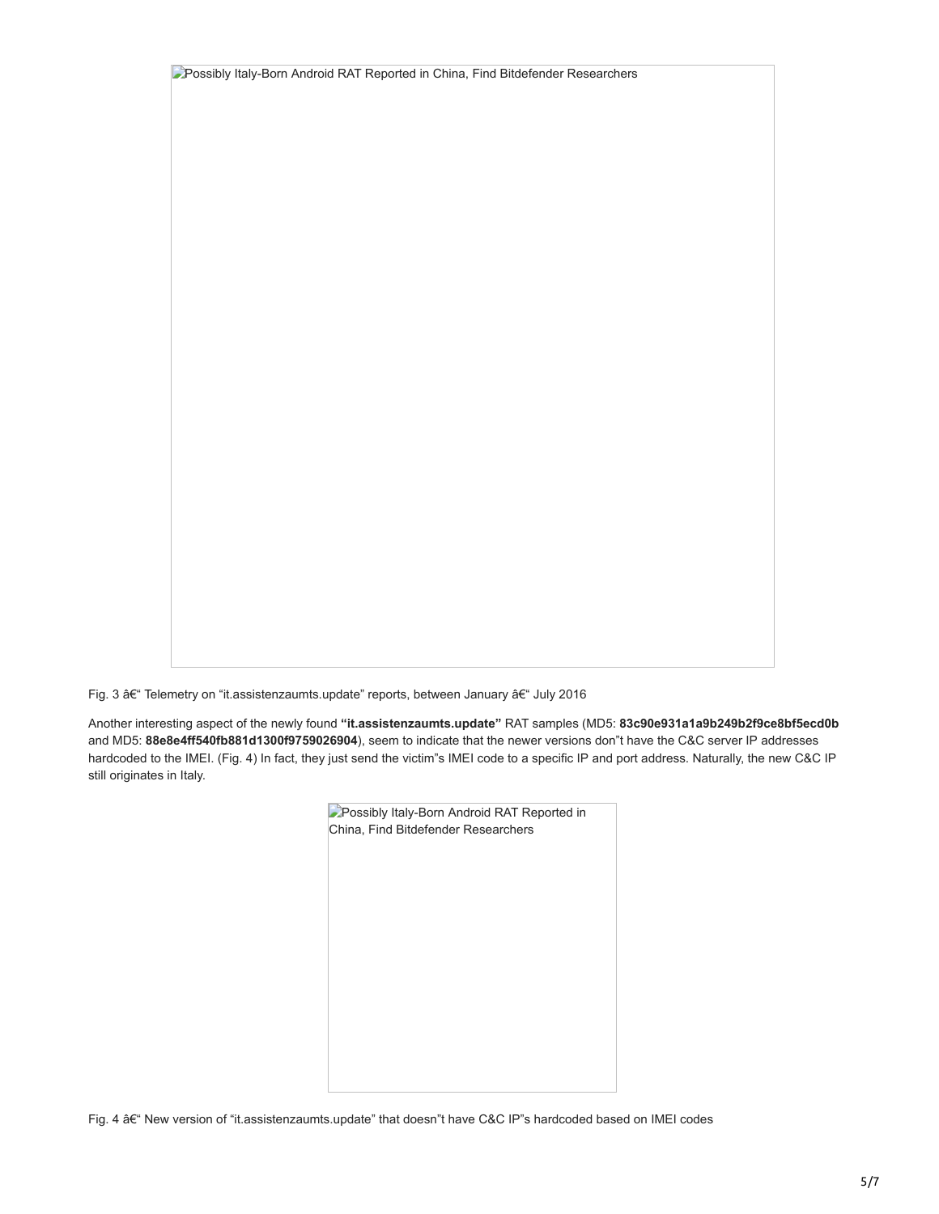Possibly Italy-Born Android RAT Reported in China, Find Bitdefender Researchers

Fig. 3 â€“ Telemetry on "it.assistenzaumts.update" reports, between January â€“ July 2016

Another interesting aspect of the newly found **"it.assistenzaumts.update"** RAT samples (MD5: **83c90e931a1a9b249b2f9ce8bf5ecd0b** and MD5: **88e8e4ff540fb881d1300f9759026904**), seem to indicate that the newer versions don"t have the C&C server IP addresses hardcoded to the IMEI. (Fig. 4) In fact, they just send the victim"s IMEI code to a specific IP and port address. Naturally, the new C&C IP still originates in Italy.

Possibly Italy-Born Android RAT Reported in China, Find Bitdefender Researchers

Fig. 4 â€“ New version of "it.assistenzaumts.update" that doesn"t have C&C IP"s hardcoded based on IMEI codes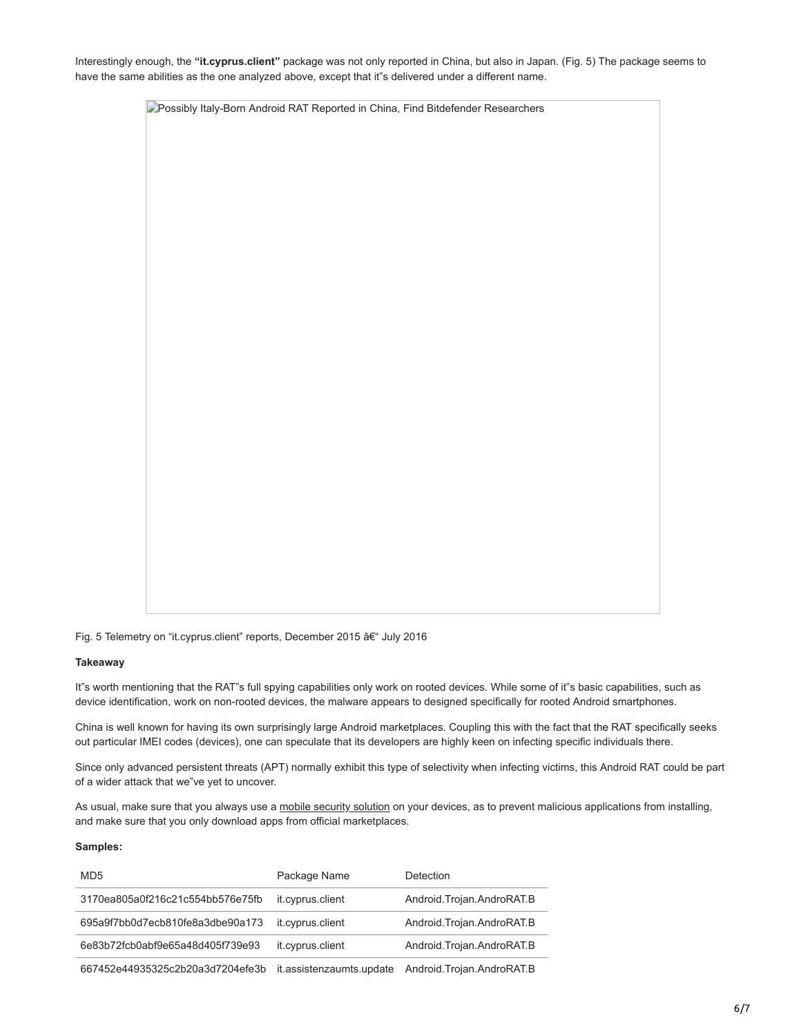Interestingly enough, the **"it.cyprus.client"** package was not only reported in China, but also in Japan. (Fig. 5) The package seems to have the same abilities as the one analyzed above, except that it"s delivered under a different name.

Possibly Italy-Born Android RAT Reported in China, Find Bitdefender Researchers

Fig. 5 Telemetry on "it.cyprus.client" reports, December 2015 â€" July 2016

**Takeaway**

It"s worth mentioning that the RAT"s full spying capabilities only work on rooted devices. While some of it"s basic capabilities, such as device identification, work on non-rooted devices, the malware appears to designed specifically for rooted Android smartphones.

China is well known for having its own surprisingly large Android marketplaces. Coupling this with the fact that the RAT specifically seeks out particular IMEI codes (devices), one can speculate that its developers are highly keen on infecting specific individuals there.

Since only advanced persistent threats (APT) normally exhibit this type of selectivity when infecting victims, this Android RAT could be part of a wider attack that we"ve yet to uncover.

As usual, make sure that you always use a mobile security solution on your devices, as to prevent malicious applications from installing, and make sure that you only download apps from official marketplaces.

**Samples:**

| MD5 | Package Name | Detection |
|---|---|---|
| 3170ea805a0f216c21c554bb576e75fb | it.cyprus.client | Android.Trojan.AndroRAT.B |
| 695a9f7bb0d7ecb810fe8a3dbe90a173 | it.cyprus.client | Android.Trojan.AndroRAT.B |
| 6e83b72fcb0abf9e65a48d405f739e93 | it.cyprus.client | Android.Trojan.AndroRAT.B |
| 667452e44935325c2b20a3d7204efe3b | it.assistenzaumts.update | Android.Trojan.AndroRAT.B |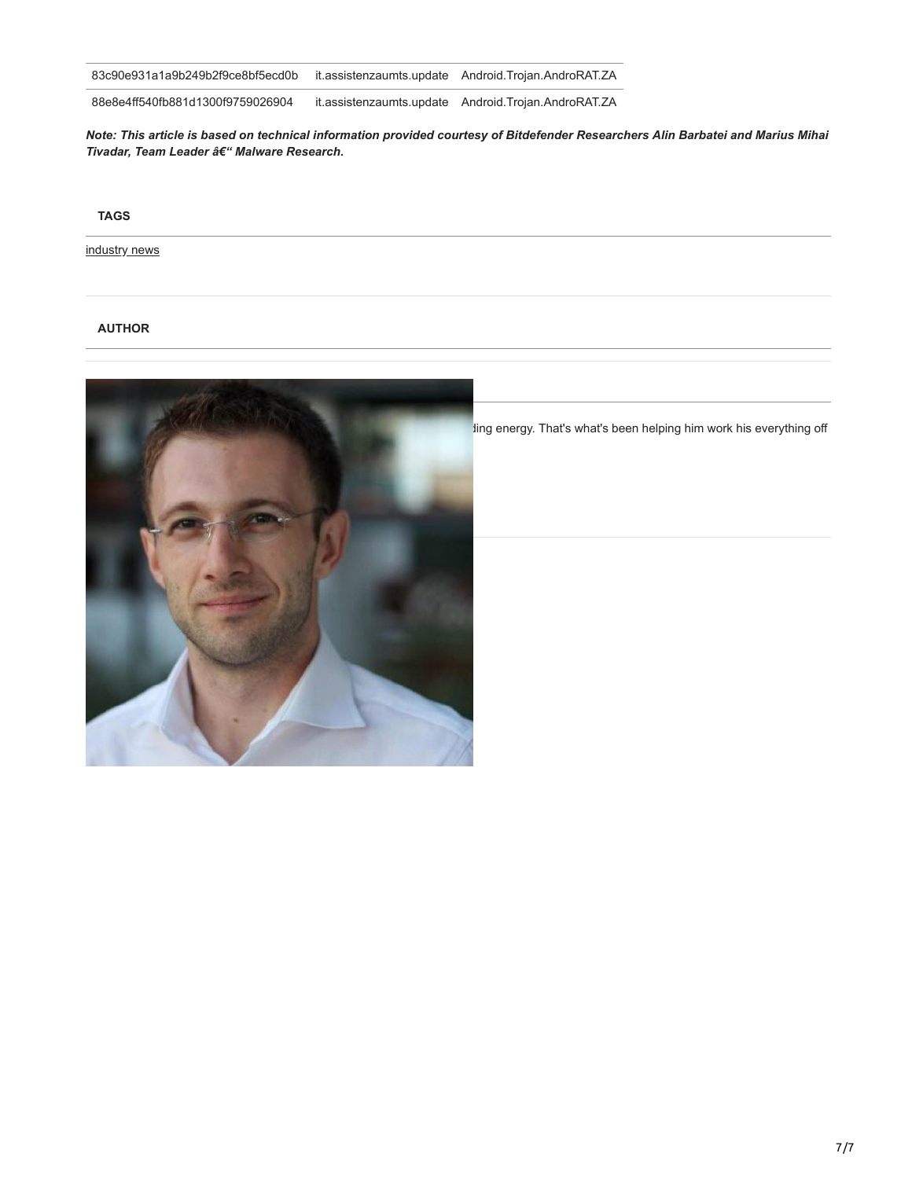| | | |
|---|---|---|
| 83c90e931a1a9b249b2f9ce8bf5ecd0b | it.assistenzaumts.update | Android.Trojan.AndroRAT.ZA |
| 88e8e4ff540fb881d1300f9759026904 | it.assistenzaumts.update | Android.Trojan.AndroRAT.ZA |

***Note: This article is based on technical information provided courtesy of Bitdefender Researchers Alin Barbatei and Marius Mihai Tivadar, Team Leader â€“ Malware Research.***

**TAGS**

industry news

**AUTHOR**

ding energy. That's what's been helping him work his everything off